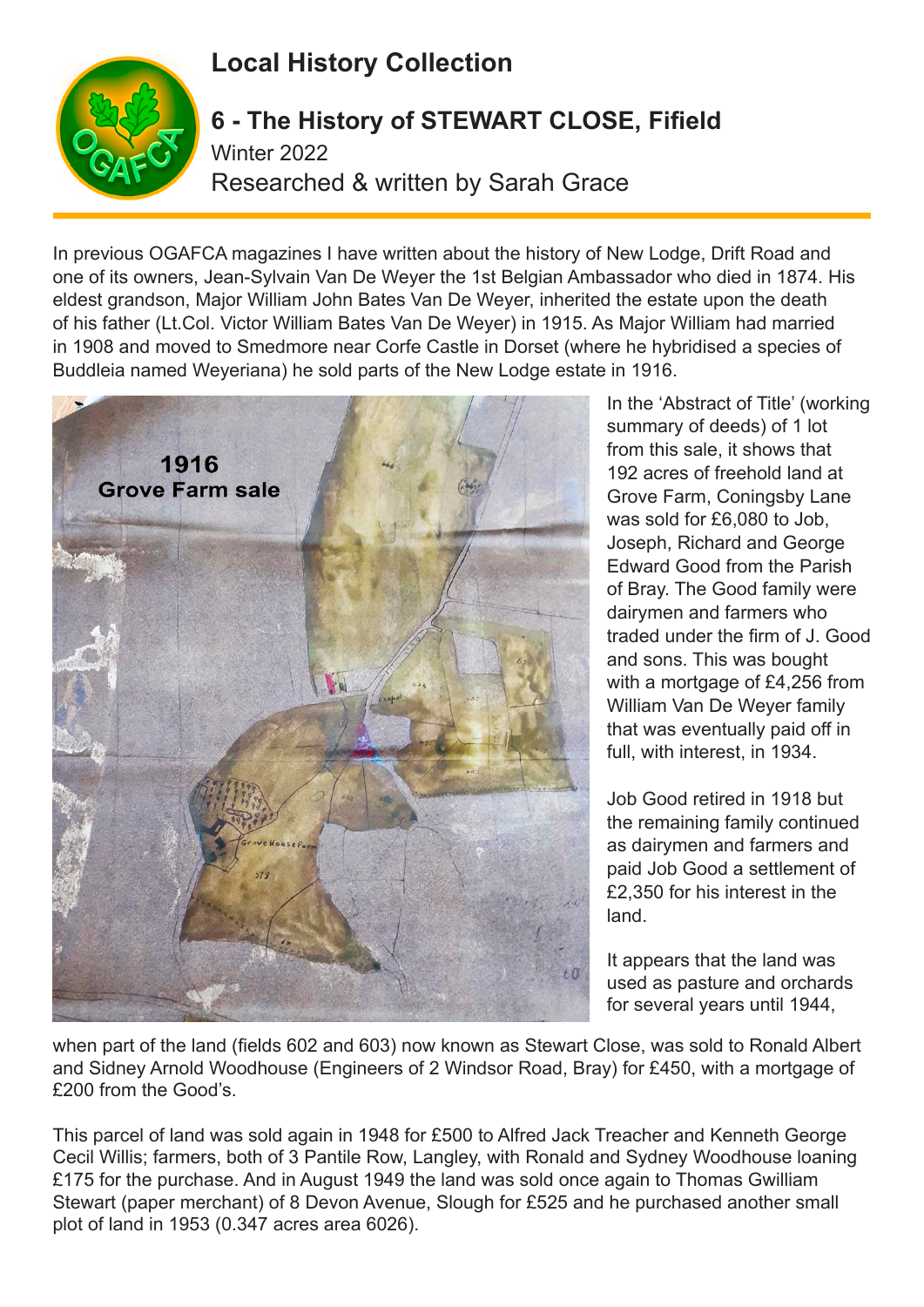# Local History Collection

## 6 - The History of STEWART CLOSE, Fifield

Winter 2022

Researched & written by Sarah Grace

In previous OGAFCA magazines I have written about the history of New Lodge, Drift Road and one of its owners, Jean-Sylvain Van De Weyer the 1st Belgian Ambassador who died in 1874. His eldest grandson, Major William John Bates Van De Weyer, inherited the estate upon the death of his father (Lt.Col. Victor William Bates Van De Weyer) in 1915. As Major William had married in 1908 and moved to Smedmore near Corfe Castle in Dorset (where he hybridised a species of Buddleia named Weyeriana) he sold parts of the New Lodge estate in 1916.

**1916 Grove Farm sale**

In the 'Abstract of Title' (working summary of deeds) of 1 lot from this sale, it shows that 192 acres of freehold land at Grove Farm, Coningsby Lane was sold for £6,080 to Job, Joseph, Richard and George Edward Good from the Parish of Bray. The Good family were dairymen and farmers who traded under the firm of J. Good and sons. This was bought with a mortgage of £4,256 from William Van De Weyer family that was eventually paid off in full, with interest, in 1934.

Job Good retired in 1918 but the remaining family continued as dairymen and farmers and paid Job Good a settlement of £2,350 for his interest in the land.

It appears that the land was used as pasture and orchards for several years until 1944, when part of the land (fields 602 and 603) now known as Stewart Close, was sold to Ronald Albert and Sidney Arnold Woodhouse (Engineers of 2 Windsor Road, Bray) for £450, with a mortgage of £200 from the Good's.

This parcel of land was sold again in 1948 for £500 to Alfred Jack Treacher and Kenneth George Cecil Willis; farmers, both of 3 Pantile Row, Langley, with Ronald and Sydney Woodhouse loaning £175 for the purchase. And in August 1949 the land was sold once again to Thomas Gwilliam Stewart (paper merchant) of 8 Devon Avenue, Slough for £525 and he purchased another small plot of land in 1953 (0.347 acres area 6026).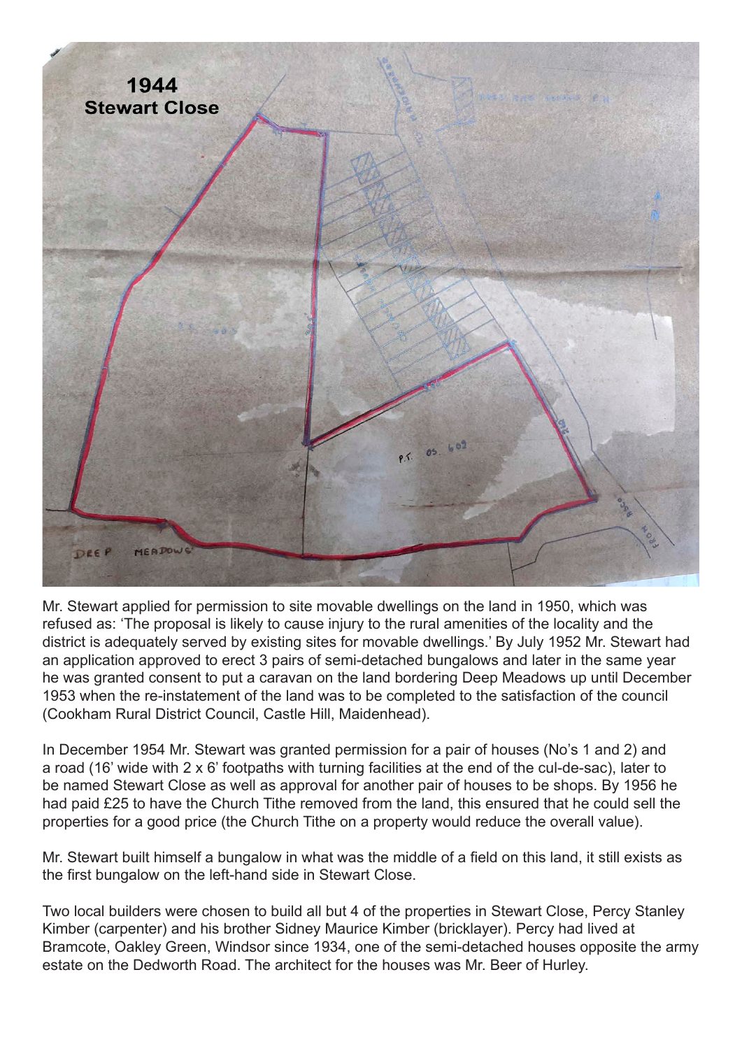**1944**
**Stewart Close**

Mr. Stewart applied for permission to site movable dwellings on the land in 1950, which was refused as: 'The proposal is likely to cause injury to the rural amenities of the locality and the district is adequately served by existing sites for movable dwellings.' By July 1952 Mr. Stewart had an application approved to erect 3 pairs of semi-detached bungalows and later in the same year he was granted consent to put a caravan on the land bordering Deep Meadows up until December 1953 when the re-instatement of the land was to be completed to the satisfaction of the council (Cookham Rural District Council, Castle Hill, Maidenhead).

In December 1954 Mr. Stewart was granted permission for a pair of houses (No's 1 and 2) and a road (16' wide with 2 x 6' footpaths with turning facilities at the end of the cul-de-sac), later to be named Stewart Close as well as approval for another pair of houses to be shops. By 1956 he had paid £25 to have the Church Tithe removed from the land, this ensured that he could sell the properties for a good price (the Church Tithe on a property would reduce the overall value).

Mr. Stewart built himself a bungalow in what was the middle of a field on this land, it still exists as the first bungalow on the left-hand side in Stewart Close.

Two local builders were chosen to build all but 4 of the properties in Stewart Close, Percy Stanley Kimber (carpenter) and his brother Sidney Maurice Kimber (bricklayer). Percy had lived at Bramcote, Oakley Green, Windsor since 1934, one of the semi-detached houses opposite the army estate on the Dedworth Road. The architect for the houses was Mr. Beer of Hurley.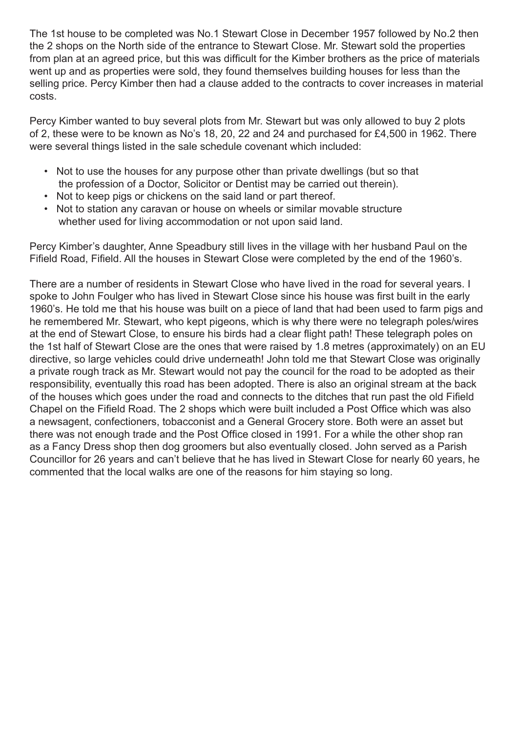The 1st house to be completed was No.1 Stewart Close in December 1957 followed by No.2 then the 2 shops on the North side of the entrance to Stewart Close. Mr. Stewart sold the properties from plan at an agreed price, but this was difficult for the Kimber brothers as the price of materials went up and as properties were sold, they found themselves building houses for less than the selling price. Percy Kimber then had a clause added to the contracts to cover increases in material costs.

Percy Kimber wanted to buy several plots from Mr. Stewart but was only allowed to buy 2 plots of 2, these were to be known as No's 18, 20, 22 and 24 and purchased for £4,500 in 1962. There were several things listed in the sale schedule covenant which included:

- Not to use the houses for any purpose other than private dwellings (but so that the profession of a Doctor, Solicitor or Dentist may be carried out therein).
- Not to keep pigs or chickens on the said land or part thereof.
- Not to station any caravan or house on wheels or similar movable structure whether used for living accommodation or not upon said land.

Percy Kimber's daughter, Anne Speadbury still lives in the village with her husband Paul on the Fifield Road, Fifield. All the houses in Stewart Close were completed by the end of the 1960's.

There are a number of residents in Stewart Close who have lived in the road for several years. I spoke to John Foulger who has lived in Stewart Close since his house was first built in the early 1960's. He told me that his house was built on a piece of land that had been used to farm pigs and he remembered Mr. Stewart, who kept pigeons, which is why there were no telegraph poles/wires at the end of Stewart Close, to ensure his birds had a clear flight path! These telegraph poles on the 1st half of Stewart Close are the ones that were raised by 1.8 metres (approximately) on an EU directive, so large vehicles could drive underneath! John told me that Stewart Close was originally a private rough track as Mr. Stewart would not pay the council for the road to be adopted as their responsibility, eventually this road has been adopted. There is also an original stream at the back of the houses which goes under the road and connects to the ditches that run past the old Fifield Chapel on the Fifield Road. The 2 shops which were built included a Post Office which was also a newsagent, confectioners, tobacconist and a General Grocery store. Both were an asset but there was not enough trade and the Post Office closed in 1991. For a while the other shop ran as a Fancy Dress shop then dog groomers but also eventually closed. John served as a Parish Councillor for 26 years and can't believe that he has lived in Stewart Close for nearly 60 years, he commented that the local walks are one of the reasons for him staying so long.